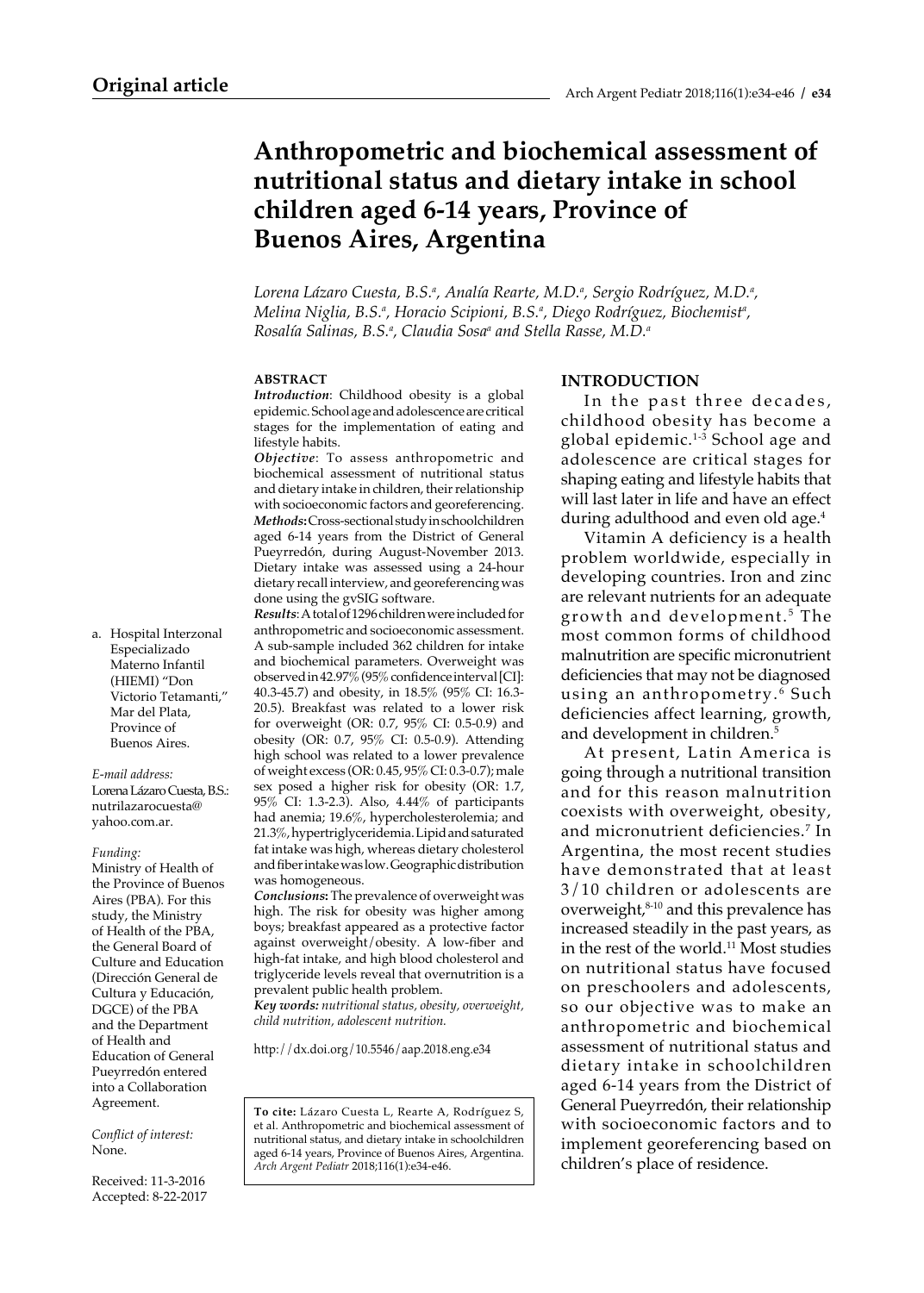**Original article**

# Anthropometric and biochemical assessment of nutritional status and dietary intake in school children aged 6-14 years, Province of Buenos Aires, Argentina

*Lorena Lázaro Cuesta, B.S.[a], Analía Rearte, M.D.[a], Sergio Rodríguez, M.D.[a], Melina Niglia, B.S.[a], Horacio Scipioni, B.S.[a], Diego Rodríguez, Biochemist[a], Rosalía Salinas, B.S.[a], Claudia Sosa[a] and Stella Rasse, M.D.[a]*

a. Hospital Interzonal Especializado Materno Infantil (HIEMI) "Don Victorio Tetamanti," Mar del Plata, Province of Buenos Aires.

*E-mail address:*
Lorena Lázaro Cuesta, B.S.: nutrilazarocuesta@yahoo.com.ar.

*Funding:*
Ministry of Health of the Province of Buenos Aires (PBA). For this study, the Ministry of Health of the PBA, the General Board of Culture and Education (Dirección General de Cultura y Educación, DGCE) of the PBA and the Department of Health and Education of General Pueyrredón entered into a Collaboration Agreement.

*Conflict of interest:*
None.

Received: 11-3-2016
Accepted: 8-22-2017

### ABSTRACT

***Introduction***: Childhood obesity is a global epidemic. School age and adolescence are critical stages for the implementation of eating and lifestyle habits.

***Objective***: To assess anthropometric and biochemical assessment of nutritional status and dietary intake in children, their relationship with socioeconomic factors and georeferencing.

***Methods*:** Cross-sectional study in schoolchildren aged 6-14 years from the District of General Pueyrredón, during August-November 2013. Dietary intake was assessed using a 24-hour dietary recall interview, and georeferencing was done using the gvSIG software.

***Results***: A total of 1296 children were included for anthropometric and socioeconomic assessment. A sub-sample included 362 children for intake and biochemical parameters. Overweight was observed in 42.97% (95% confidence interval [CI]: 40.3-45.7) and obesity, in 18.5% (95% CI: 16.3-20.5). Breakfast was related to a lower risk for overweight (OR: 0.7, 95% CI: 0.5-0.9) and obesity (OR: 0.7, 95% CI: 0.5-0.9). Attending high school was related to a lower prevalence of weight excess (OR: 0.45, 95% CI: 0.3-0.7); male sex posed a higher risk for obesity (OR: 1.7, 95% CI: 1.3-2.3). Also, 4.44% of participants had anemia; 19.6%, hypercholesterolemia; and 21.3%, hypertriglyceridemia. Lipid and saturated fat intake was high, whereas dietary cholesterol and fiber intake was low. Geographic distribution was homogeneous.

***Conclusions*:** The prevalence of overweight was high. The risk for obesity was higher among boys; breakfast appeared as a protective factor against overweight/obesity. A low-fiber and high-fat intake, and high blood cholesterol and triglyceride levels reveal that overnutrition is a prevalent public health problem.

***Key words:*** *nutritional status, obesity, overweight, child nutrition, adolescent nutrition.*

http://dx.doi.org/10.5546/aap.2018.eng.e34

**To cite:** Lázaro Cuesta L, Rearte A, Rodríguez S, et al. Anthropometric and biochemical assessment of nutritional status, and dietary intake in schoolchildren aged 6-14 years, Province of Buenos Aires, Argentina. *Arch Argent Pediatr* 2018;116(1):e34-e46.

## INTRODUCTION

In the past three decades, childhood obesity has become a global epidemic.[1-3] School age and adolescence are critical stages for shaping eating and lifestyle habits that will last later in life and have an effect during adulthood and even old age.[4]

Vitamin A deficiency is a health problem worldwide, especially in developing countries. Iron and zinc are relevant nutrients for an adequate growth and development.[5] The most common forms of childhood malnutrition are specific micronutrient deficiencies that may not be diagnosed using an anthropometry.[6] Such deficiencies affect learning, growth, and development in children.[5]

At present, Latin America is going through a nutritional transition and for this reason malnutrition coexists with overweight, obesity, and micronutrient deficiencies.[7] In Argentina, the most recent studies have demonstrated that at least 3/10 children or adolescents are overweight,[8-10] and this prevalence has increased steadily in the past years, as in the rest of the world.[11] Most studies on nutritional status have focused on preschoolers and adolescents, so our objective was to make an anthropometric and biochemical assessment of nutritional status and dietary intake in schoolchildren aged 6-14 years from the District of General Pueyrredón, their relationship with socioeconomic factors and to implement georeferencing based on children's place of residence.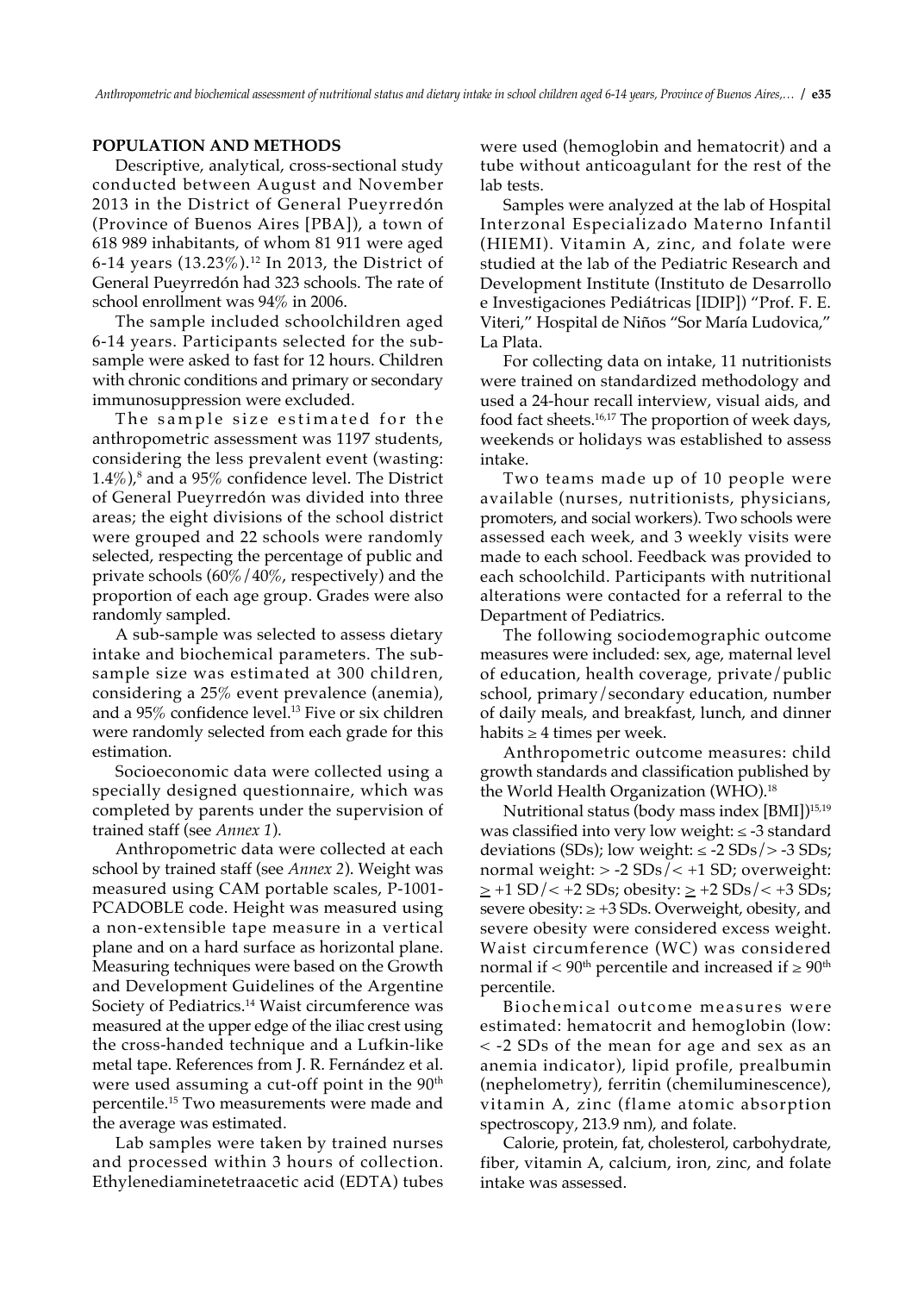## POPULATION AND METHODS

Descriptive, analytical, cross-sectional study conducted between August and November 2013 in the District of General Pueyrredón (Province of Buenos Aires [PBA]), a town of 618 989 inhabitants, of whom 81 911 were aged 6-14 years (13.23%).[12] In 2013, the District of General Pueyrredón had 323 schools. The rate of school enrollment was 94% in 2006.

The sample included schoolchildren aged 6-14 years. Participants selected for the sub-sample were asked to fast for 12 hours. Children with chronic conditions and primary or secondary immunosuppression were excluded.

The sample size estimated for the anthropometric assessment was 1197 students, considering the less prevalent event (wasting: 1.4%),[8] and a 95% confidence level. The District of General Pueyrredón was divided into three areas; the eight divisions of the school district were grouped and 22 schools were randomly selected, respecting the percentage of public and private schools (60%/40%, respectively) and the proportion of each age group. Grades were also randomly sampled.

A sub-sample was selected to assess dietary intake and biochemical parameters. The sub-sample size was estimated at 300 children, considering a 25% event prevalence (anemia), and a 95% confidence level.[13] Five or six children were randomly selected from each grade for this estimation.

Socioeconomic data were collected using a specially designed questionnaire, which was completed by parents under the supervision of trained staff (see *Annex 1*).

Anthropometric data were collected at each school by trained staff (see *Annex 2*). Weight was measured using CAM portable scales, P-1001-PCADOBLE code. Height was measured using a non-extensible tape measure in a vertical plane and on a hard surface as horizontal plane. Measuring techniques were based on the Growth and Development Guidelines of the Argentine Society of Pediatrics.[14] Waist circumference was measured at the upper edge of the iliac crest using the cross-handed technique and a Lufkin-like metal tape. References from J. R. Fernández et al. were used assuming a cut-off point in the 90th percentile.[15] Two measurements were made and the average was estimated.

Lab samples were taken by trained nurses and processed within 3 hours of collection. Ethylenediaminetetraacetic acid (EDTA) tubes were used (hemoglobin and hematocrit) and a tube without anticoagulant for the rest of the lab tests.

Samples were analyzed at the lab of Hospital Interzonal Especializado Materno Infantil (HIEMI). Vitamin A, zinc, and folate were studied at the lab of the Pediatric Research and Development Institute (Instituto de Desarrollo e Investigaciones Pediátricas [IDIP]) "Prof. F. E. Viteri," Hospital de Niños "Sor María Ludovica," La Plata.

For collecting data on intake, 11 nutritionists were trained on standardized methodology and used a 24-hour recall interview, visual aids, and food fact sheets.[16,17] The proportion of week days, weekends or holidays was established to assess intake.

Two teams made up of 10 people were available (nurses, nutritionists, physicians, promoters, and social workers). Two schools were assessed each week, and 3 weekly visits were made to each school. Feedback was provided to each schoolchild. Participants with nutritional alterations were contacted for a referral to the Department of Pediatrics.

The following sociodemographic outcome measures were included: sex, age, maternal level of education, health coverage, private/public school, primary/secondary education, number of daily meals, and breakfast, lunch, and dinner habits ≥ 4 times per week.

Anthropometric outcome measures: child growth standards and classification published by the World Health Organization (WHO).[18]

Nutritional status (body mass index [BMI])[15,19] was classified into very low weight: ≤ -3 standard deviations (SDs); low weight: ≤ -2 SDs/> -3 SDs; normal weight: > -2 SDs/< +1 SD; overweight: ≥ +1 SD/< +2 SDs; obesity: ≥ +2 SDs/< +3 SDs; severe obesity: ≥ +3 SDs. Overweight, obesity, and severe obesity were considered excess weight. Waist circumference (WC) was considered normal if < 90th percentile and increased if ≥ 90th percentile.

Biochemical outcome measures were estimated: hematocrit and hemoglobin (low: < -2 SDs of the mean for age and sex as an anemia indicator), lipid profile, prealbumin (nephelometry), ferritin (chemiluminescence), vitamin A, zinc (flame atomic absorption spectroscopy, 213.9 nm), and folate.

Calorie, protein, fat, cholesterol, carbohydrate, fiber, vitamin A, calcium, iron, zinc, and folate intake was assessed.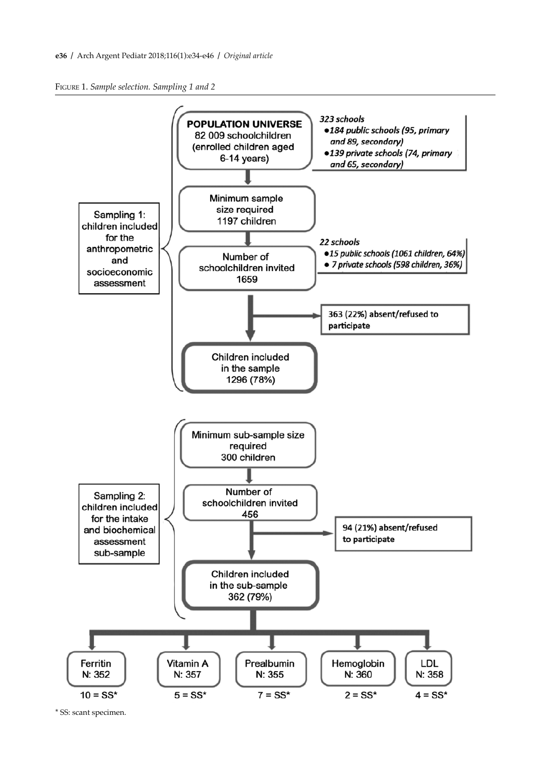FIGURE 1. *Sample selection. Sampling 1 and 2*

**Sampling 1: children included for the anthropometric and socioeconomic assessment**

- **POPULATION UNIVERSE**: 82 009 schoolchildren (enrolled children aged 6-14 years)
  - *323 schools*
    - *184 public schools (95, primary and 89, secondary)*
    - *139 private schools (74, primary and 65, secondary)*
- Minimum sample size required: 1197 children
- Number of schoolchildren invited: 1659
  - *22 schools*
    - *15 public schools (1061 children, 64%)*
    - *7 private schools (598 children, 36%)*
  - 363 (22%) absent/refused to participate
- Children included in the sample: 1296 (78%)

**Sampling 2: children included for the intake and biochemical assessment sub-sample**

- Minimum sub-sample size required: 300 children
- Number of schoolchildren invited: 456
  - 94 (21%) absent/refused to participate
- Children included in the sub-sample: 362 (79%)

| Ferritin | Vitamin A | Prealbumin | Hemoglobin | LDL |
|---|---|---|---|---|
| N: 352 | N: 357 | N: 355 | N: 360 | N: 358 |
| 10 = SS* | 5 = SS* | 7 = SS* | 2 = SS* | 4 = SS* |

\* SS: scant specimen.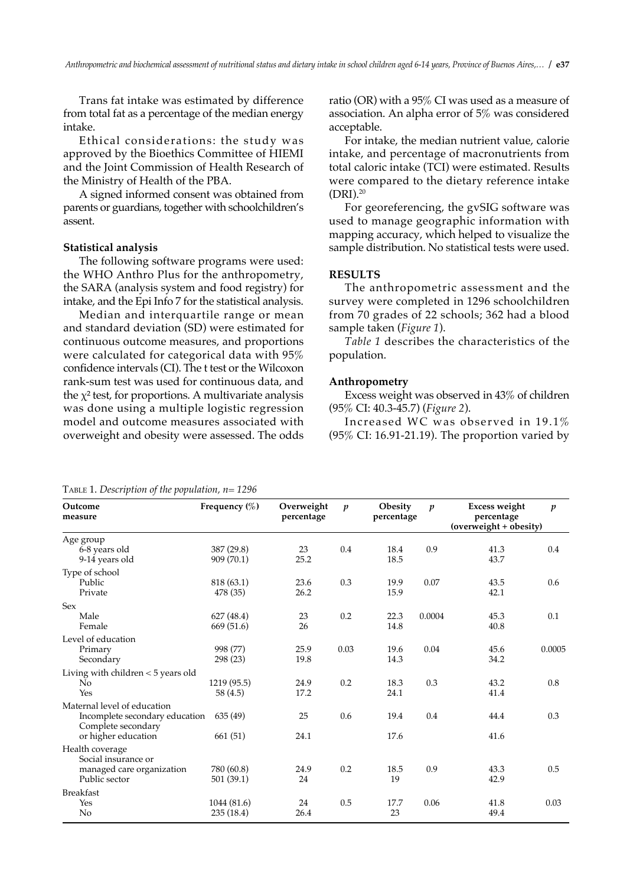Trans fat intake was estimated by difference from total fat as a percentage of the median energy intake.

Ethical considerations: the study was approved by the Bioethics Committee of HIEMI and the Joint Commission of Health Research of the Ministry of Health of the PBA.

A signed informed consent was obtained from parents or guardians, together with schoolchildren's assent.

### Statistical analysis

The following software programs were used: the WHO Anthro Plus for the anthropometry, the SARA (analysis system and food registry) for intake, and the Epi Info 7 for the statistical analysis.

Median and interquartile range or mean and standard deviation (SD) were estimated for continuous outcome measures, and proportions were calculated for categorical data with 95% confidence intervals (CI). The t test or the Wilcoxon rank-sum test was used for continuous data, and the $\chi^2$ test, for proportions. A multivariate analysis was done using a multiple logistic regression model and outcome measures associated with overweight and obesity were assessed. The odds ratio (OR) with a 95% CI was used as a measure of association. An alpha error of 5% was considered acceptable.

For intake, the median nutrient value, calorie intake, and percentage of macronutrients from total caloric intake (TCI) were estimated. Results were compared to the dietary reference intake (DRI).[20]

For georeferencing, the gvSIG software was used to manage geographic information with mapping accuracy, which helped to visualize the sample distribution. No statistical tests were used.

## RESULTS

The anthropometric assessment and the survey were completed in 1296 schoolchildren from 70 grades of 22 schools; 362 had a blood sample taken (*Figure 1*).

*Table 1* describes the characteristics of the population.

### Anthropometry

Excess weight was observed in 43% of children (95% CI: 40.3-45.7) (*Figure 2*).

Increased WC was observed in 19.1% (95% CI: 16.91-21.19). The proportion varied by

Table 1. *Description of the population, n= 1296*

| Outcome measure | Frequency (%) | Overweight percentage | $p$ | Obesity percentage | $p$ | Excess weight percentage (overweight + obesity) | $p$ |
|---|---|---|---|---|---|---|---|
| Age group | | | | | | | |
| 6-8 years old | 387 (29.8) | 23 | 0.4 | 18.4 | 0.9 | 41.3 | 0.4 |
| 9-14 years old | 909 (70.1) | 25.2 | | 18.5 | | 43.7 | |
| Type of school | | | | | | | |
| Public | 818 (63.1) | 23.6 | 0.3 | 19.9 | 0.07 | 43.5 | 0.6 |
| Private | 478 (35) | 26.2 | | 15.9 | | 42.1 | |
| Sex | | | | | | | |
| Male | 627 (48.4) | 23 | 0.2 | 22.3 | 0.0004 | 45.3 | 0.1 |
| Female | 669 (51.6) | 26 | | 14.8 | | 40.8 | |
| Level of education | | | | | | | |
| Primary | 998 (77) | 25.9 | 0.03 | 19.6 | 0.04 | 45.6 | 0.0005 |
| Secondary | 298 (23) | 19.8 | | 14.3 | | 34.2 | |
| Living with children < 5 years old | | | | | | | |
| No | 1219 (95.5) | 24.9 | 0.2 | 18.3 | 0.3 | 43.2 | 0.8 |
| Yes | 58 (4.5) | 17.2 | | 24.1 | | 41.4 | |
| Maternal level of education | | | | | | | |
| Incomplete secondary education | 635 (49) | 25 | 0.6 | 19.4 | 0.4 | 44.4 | 0.3 |
| Complete secondary or higher education | 661 (51) | 24.1 | | 17.6 | | 41.6 | |
| Health coverage | | | | | | | |
| Social insurance or managed care organization | 780 (60.8) | 24.9 | 0.2 | 18.5 | 0.9 | 43.3 | 0.5 |
| Public sector | 501 (39.1) | 24 | | 19 | | 42.9 | |
| Breakfast | | | | | | | |
| Yes | 1044 (81.6) | 24 | 0.5 | 17.7 | 0.06 | 41.8 | 0.03 |
| No | 235 (18.4) | 26.4 | | 23 | | 49.4 | |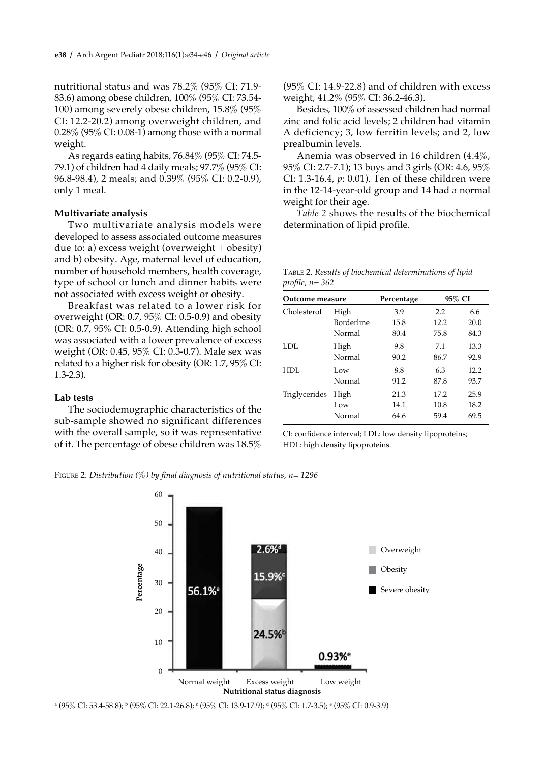nutritional status and was 78.2% (95% CI: 71.9-83.6) among obese children, 100% (95% CI: 73.54-100) among severely obese children, 15.8% (95% CI: 12.2-20.2) among overweight children, and 0.28% (95% CI: 0.08-1) among those with a normal weight.

As regards eating habits, 76.84% (95% CI: 74.5-79.1) of children had 4 daily meals; 97.7% (95% CI: 96.8-98.4), 2 meals; and 0.39% (95% CI: 0.2-0.9), only 1 meal.

### Multivariate analysis

Two multivariate analysis models were developed to assess associated outcome measures due to: a) excess weight (overweight + obesity) and b) obesity. Age, maternal level of education, number of household members, health coverage, type of school or lunch and dinner habits were not associated with excess weight or obesity.

Breakfast was related to a lower risk for overweight (OR: 0.7, 95% CI: 0.5-0.9) and obesity (OR: 0.7, 95% CI: 0.5-0.9). Attending high school was associated with a lower prevalence of excess weight (OR: 0.45, 95% CI: 0.3-0.7). Male sex was related to a higher risk for obesity (OR: 1.7, 95% CI: 1.3-2.3).

### Lab tests

The sociodemographic characteristics of the sub-sample showed no significant differences with the overall sample, so it was representative of it. The percentage of obese children was 18.5% (95% CI: 14.9-22.8) and of children with excess weight, 41.2% (95% CI: 36.2-46.3).

Besides, 100% of assessed children had normal zinc and folic acid levels; 2 children had vitamin A deficiency; 3, low ferritin levels; and 2, low prealbumin levels.

Anemia was observed in 16 children (4.4%, 95% CI: 2.7-7.1); 13 boys and 3 girls (OR: 4.6, 95% CI: 1.3-16.4, *p*: 0.01). Ten of these children were in the 12-14-year-old group and 14 had a normal weight for their age.

*Table 2* shows the results of the biochemical determination of lipid profile.

Table 2. *Results of biochemical determinations of lipid profile, n= 362*

| Outcome measure | | Percentage | 95% CI | |
|---|---|---|---|---|
| Cholesterol | High | 3.9 | 2.2 | 6.6 |
| | Borderline | 15.8 | 12.2 | 20.0 |
| | Normal | 80.4 | 75.8 | 84.3 |
| LDL | High | 9.8 | 7.1 | 13.3 |
| | Normal | 90.2 | 86.7 | 92.9 |
| HDL | Low | 8.8 | 6.3 | 12.2 |
| | Normal | 91.2 | 87.8 | 93.7 |
| Triglycerides | High | 21.3 | 17.2 | 25.9 |
| | Low | 14.1 | 10.8 | 18.2 |
| | Normal | 64.6 | 59.4 | 69.5 |

CI: confidence interval; LDL: low density lipoproteins; HDL: high density lipoproteins.

Figure 2. *Distribution (%) by final diagnosis of nutritional status, n= 1296*

[a] (95% CI: 53.4-58.8); [b] (95% CI: 22.1-26.8); [c] (95% CI: 13.9-17.9); [d] (95% CI: 1.7-3.5); [e] (95% CI: 0.9-3.9)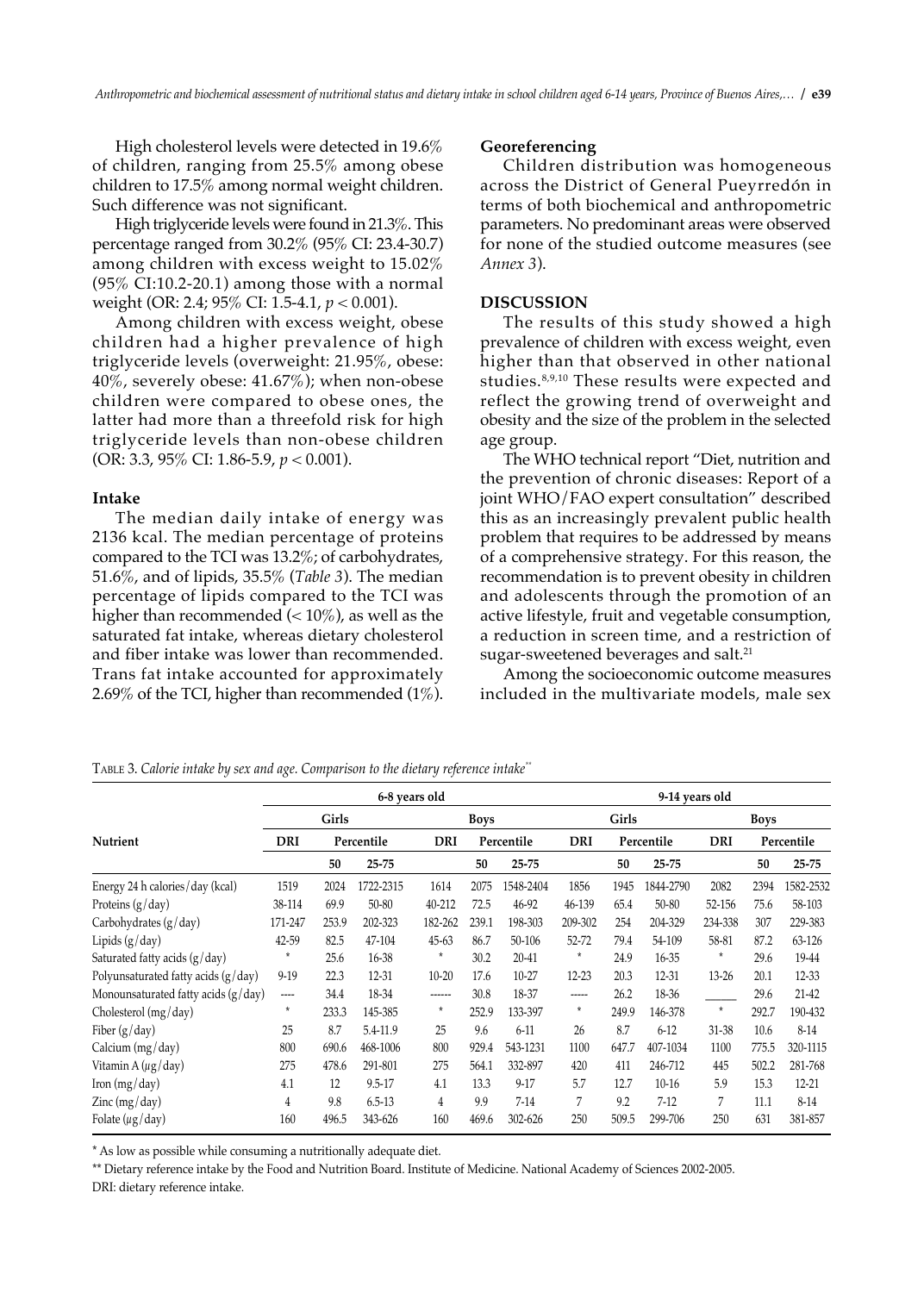High cholesterol levels were detected in 19.6% of children, ranging from 25.5% among obese children to 17.5% among normal weight children. Such difference was not significant.

High triglyceride levels were found in 21.3%. This percentage ranged from 30.2% (95% CI: 23.4-30.7) among children with excess weight to 15.02% (95% CI:10.2-20.1) among those with a normal weight (OR: 2.4; 95% CI: 1.5-4.1, $p < 0.001$).

Among children with excess weight, obese children had a higher prevalence of high triglyceride levels (overweight: 21.95%, obese: 40%, severely obese: 41.67%); when non-obese children were compared to obese ones, the latter had more than a threefold risk for high triglyceride levels than non-obese children (OR: 3.3, 95% CI: 1.86-5.9, $p < 0.001$).

### Intake

The median daily intake of energy was 2136 kcal. The median percentage of proteins compared to the TCI was 13.2%; of carbohydrates, 51.6%, and of lipids, 35.5% (*Table 3*). The median percentage of lipids compared to the TCI was higher than recommended (< 10%), as well as the saturated fat intake, whereas dietary cholesterol and fiber intake was lower than recommended. Trans fat intake accounted for approximately 2.69% of the TCI, higher than recommended (1%).

### Georeferencing

Children distribution was homogeneous across the District of General Pueyrredón in terms of both biochemical and anthropometric parameters. No predominant areas were observed for none of the studied outcome measures (see *Annex 3*).

## DISCUSSION

The results of this study showed a high prevalence of children with excess weight, even higher than that observed in other national studies.[8,9,10] These results were expected and reflect the growing trend of overweight and obesity and the size of the problem in the selected age group.

The WHO technical report "Diet, nutrition and the prevention of chronic diseases: Report of a joint WHO/FAO expert consultation" described this as an increasingly prevalent public health problem that requires to be addressed by means of a comprehensive strategy. For this reason, the recommendation is to prevent obesity in children and adolescents through the promotion of an active lifestyle, fruit and vegetable consumption, a reduction in screen time, and a restriction of sugar-sweetened beverages and salt.[21]

Among the socioeconomic outcome measures included in the multivariate models, male sex

Table 3. *Calorie intake by sex and age. Comparison to the dietary reference intake***

| | 6-8 years old | | | | | | 9-14 years old | | | | | |
|---|---|---|---|---|---|---|---|---|---|---|---|---|
| | Girls | | | Boys | | | Girls | | | Boys | | |
| Nutrient | DRI | Percentile | | DRI | Percentile | | DRI | Percentile | | DRI | Percentile | |
| | | 50 | 25-75 | | 50 | 25-75 | | 50 | 25-75 | | 50 | 25-75 |
| Energy 24 h calories/day (kcal) | 1519 | 2024 | 1722-2315 | 1614 | 2075 | 1548-2404 | 1856 | 1945 | 1844-2790 | 2082 | 2394 | 1582-2532 |
| Proteins (g/day) | 38-114 | 69.9 | 50-80 | 40-212 | 72.5 | 46-92 | 46-139 | 65.4 | 50-80 | 52-156 | 75.6 | 58-103 |
| Carbohydrates (g/day) | 171-247 | 253.9 | 202-323 | 182-262 | 239.1 | 198-303 | 209-302 | 254 | 204-329 | 234-338 | 307 | 229-383 |
| Lipids (g/day) | 42-59 | 82.5 | 47-104 | 45-63 | 86.7 | 50-106 | 52-72 | 79.4 | 54-109 | 58-81 | 87.2 | 63-126 |
| Saturated fatty acids (g/day) | * | 25.6 | 16-38 | * | 30.2 | 20-41 | * | 24.9 | 16-35 | * | 29.6 | 19-44 |
| Polyunsaturated fatty acids (g/day) | 9-19 | 22.3 | 12-31 | 10-20 | 17.6 | 10-27 | 12-23 | 20.3 | 12-31 | 13-26 | 20.1 | 12-33 |
| Monounsaturated fatty acids (g/day) | ---- | 34.4 | 18-34 | ------ | 30.8 | 18-37 | ----- | 26.2 | 18-36 | _____ | 29.6 | 21-42 |
| Cholesterol (mg/day) | * | 233.3 | 145-385 | * | 252.9 | 133-397 | * | 249.9 | 146-378 | * | 292.7 | 190-432 |
| Fiber (g/day) | 25 | 8.7 | 5.4-11.9 | 25 | 9.6 | 6-11 | 26 | 8.7 | 6-12 | 31-38 | 10.6 | 8-14 |
| Calcium (mg/day) | 800 | 690.6 | 468-1006 | 800 | 929.4 | 543-1231 | 1100 | 647.7 | 407-1034 | 1100 | 775.5 | 320-1115 |
| Vitamin A (μg/day) | 275 | 478.6 | 291-801 | 275 | 564.1 | 332-897 | 420 | 411 | 246-712 | 445 | 502.2 | 281-768 |
| Iron (mg/day) | 4.1 | 12 | 9.5-17 | 4.1 | 13.3 | 9-17 | 5.7 | 12.7 | 10-16 | 5.9 | 15.3 | 12-21 |
| Zinc (mg/day) | 4 | 9.8 | 6.5-13 | 4 | 9.9 | 7-14 | 7 | 9.2 | 7-12 | 7 | 11.1 | 8-14 |
| Folate (μg/day) | 160 | 496.5 | 343-626 | 160 | 469.6 | 302-626 | 250 | 509.5 | 299-706 | 250 | 631 | 381-857 |

* As low as possible while consuming a nutritionally adequate diet.

** Dietary reference intake by the Food and Nutrition Board. Institute of Medicine. National Academy of Sciences 2002-2005.

DRI: dietary reference intake.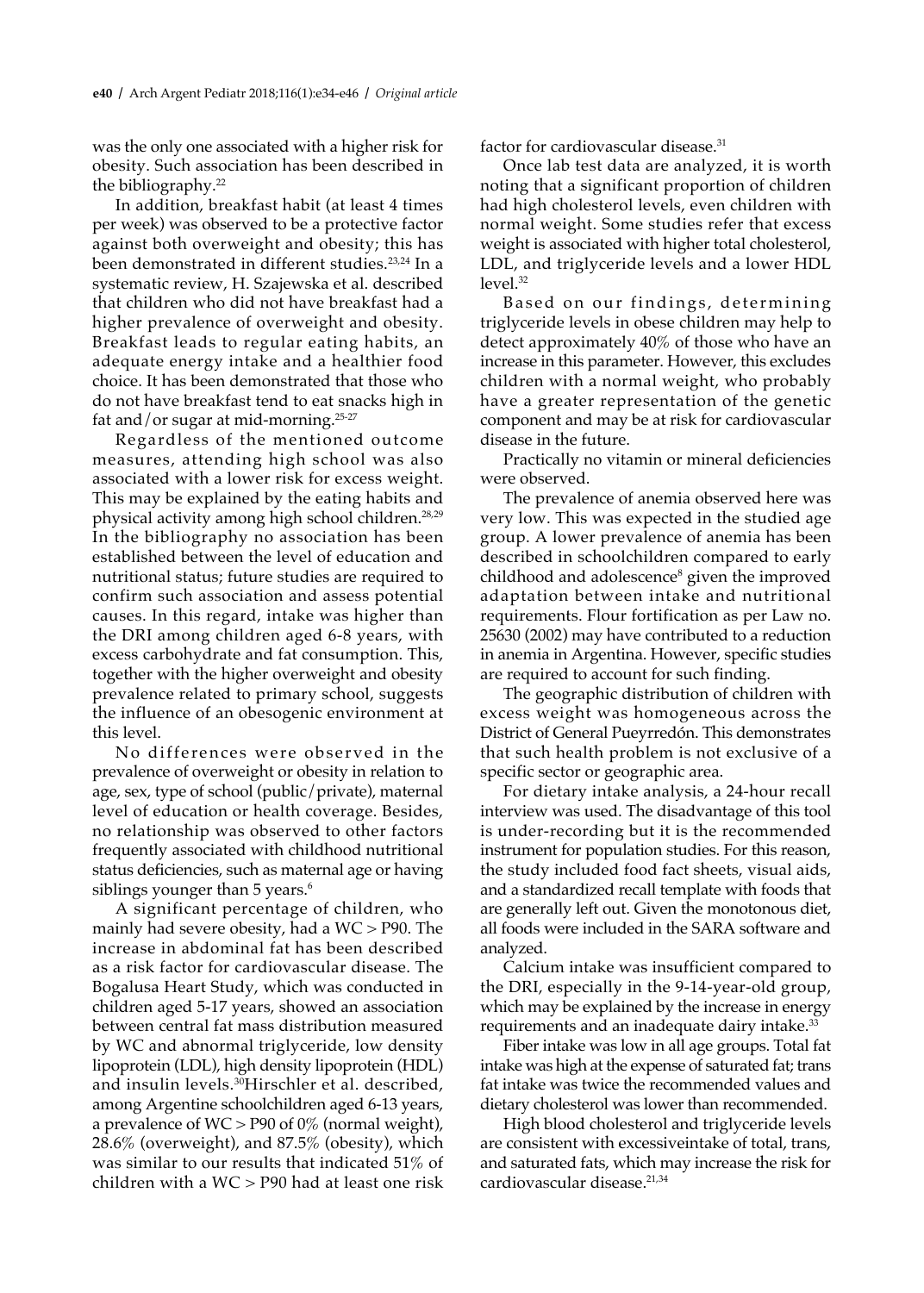was the only one associated with a higher risk for obesity. Such association has been described in the bibliography.[22]

In addition, breakfast habit (at least 4 times per week) was observed to be a protective factor against both overweight and obesity; this has been demonstrated in different studies.[23,24] In a systematic review, H. Szajewska et al. described that children who did not have breakfast had a higher prevalence of overweight and obesity. Breakfast leads to regular eating habits, an adequate energy intake and a healthier food choice. It has been demonstrated that those who do not have breakfast tend to eat snacks high in fat and/or sugar at mid-morning.[25-27]

Regardless of the mentioned outcome measures, attending high school was also associated with a lower risk for excess weight. This may be explained by the eating habits and physical activity among high school children.[28,29] In the bibliography no association has been established between the level of education and nutritional status; future studies are required to confirm such association and assess potential causes. In this regard, intake was higher than the DRI among children aged 6-8 years, with excess carbohydrate and fat consumption. This, together with the higher overweight and obesity prevalence related to primary school, suggests the influence of an obesogenic environment at this level.

No differences were observed in the prevalence of overweight or obesity in relation to age, sex, type of school (public/private), maternal level of education or health coverage. Besides, no relationship was observed to other factors frequently associated with childhood nutritional status deficiencies, such as maternal age or having siblings younger than 5 years.[6]

A significant percentage of children, who mainly had severe obesity, had a WC > P90. The increase in abdominal fat has been described as a risk factor for cardiovascular disease. The Bogalusa Heart Study, which was conducted in children aged 5-17 years, showed an association between central fat mass distribution measured by WC and abnormal triglyceride, low density lipoprotein (LDL), high density lipoprotein (HDL) and insulin levels.[30] Hirschler et al. described, among Argentine schoolchildren aged 6-13 years, a prevalence of WC > P90 of 0% (normal weight), 28.6% (overweight), and 87.5% (obesity), which was similar to our results that indicated 51% of children with a WC > P90 had at least one risk factor for cardiovascular disease.[31]

Once lab test data are analyzed, it is worth noting that a significant proportion of children had high cholesterol levels, even children with normal weight. Some studies refer that excess weight is associated with higher total cholesterol, LDL, and triglyceride levels and a lower HDL level.[32]

Based on our findings, determining triglyceride levels in obese children may help to detect approximately 40% of those who have an increase in this parameter. However, this excludes children with a normal weight, who probably have a greater representation of the genetic component and may be at risk for cardiovascular disease in the future.

Practically no vitamin or mineral deficiencies were observed.

The prevalence of anemia observed here was very low. This was expected in the studied age group. A lower prevalence of anemia has been described in schoolchildren compared to early childhood and adolescence[8] given the improved adaptation between intake and nutritional requirements. Flour fortification as per Law no. 25630 (2002) may have contributed to a reduction in anemia in Argentina. However, specific studies are required to account for such finding.

The geographic distribution of children with excess weight was homogeneous across the District of General Pueyrredón. This demonstrates that such health problem is not exclusive of a specific sector or geographic area.

For dietary intake analysis, a 24-hour recall interview was used. The disadvantage of this tool is under-recording but it is the recommended instrument for population studies. For this reason, the study included food fact sheets, visual aids, and a standardized recall template with foods that are generally left out. Given the monotonous diet, all foods were included in the SARA software and analyzed.

Calcium intake was insufficient compared to the DRI, especially in the 9-14-year-old group, which may be explained by the increase in energy requirements and an inadequate dairy intake.[33]

Fiber intake was low in all age groups. Total fat intake was high at the expense of saturated fat; trans fat intake was twice the recommended values and dietary cholesterol was lower than recommended.

High blood cholesterol and triglyceride levels are consistent with excessiveintake of total, trans, and saturated fats, which may increase the risk for cardiovascular disease.[21,34]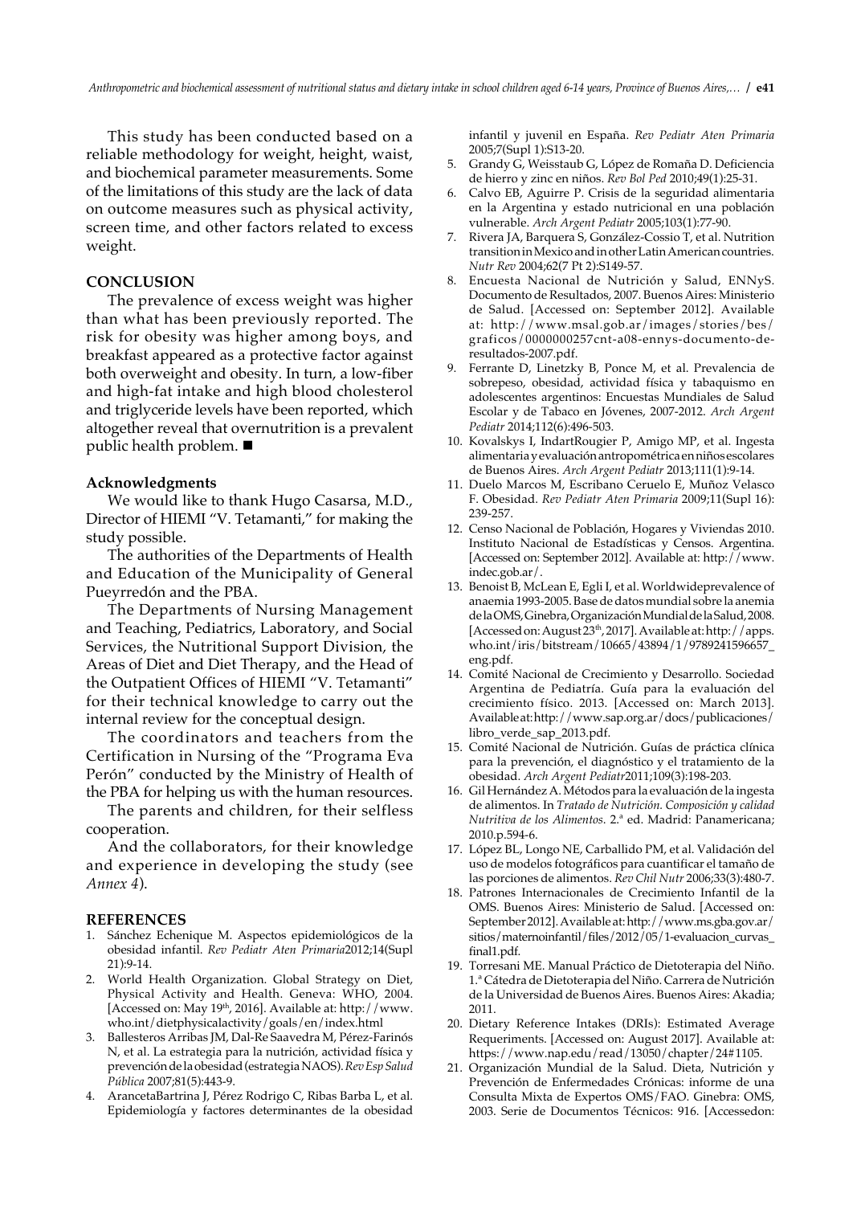This study has been conducted based on a reliable methodology for weight, height, waist, and biochemical parameter measurements. Some of the limitations of this study are the lack of data on outcome measures such as physical activity, screen time, and other factors related to excess weight.

## CONCLUSION

The prevalence of excess weight was higher than what has been previously reported. The risk for obesity was higher among boys, and breakfast appeared as a protective factor against both overweight and obesity. In turn, a low-fiber and high-fat intake and high blood cholesterol and triglyceride levels have been reported, which altogether reveal that overnutrition is a prevalent public health problem. ■

### Acknowledgments

We would like to thank Hugo Casarsa, M.D., Director of HIEMI "V. Tetamanti," for making the study possible.

The authorities of the Departments of Health and Education of the Municipality of General Pueyrredón and the PBA.

The Departments of Nursing Management and Teaching, Pediatrics, Laboratory, and Social Services, the Nutritional Support Division, the Areas of Diet and Diet Therapy, and the Head of the Outpatient Offices of HIEMI "V. Tetamanti" for their technical knowledge to carry out the internal review for the conceptual design.

The coordinators and teachers from the Certification in Nursing of the "Programa Eva Perón" conducted by the Ministry of Health of the PBA for helping us with the human resources.

The parents and children, for their selfless cooperation.

And the collaborators, for their knowledge and experience in developing the study (see *Annex 4*).

## REFERENCES

1. Sánchez Echenique M. Aspectos epidemiológicos de la obesidad infantil. *Rev Pediatr Aten Primaria*2012;14(Supl 21):9-14.
2. World Health Organization. Global Strategy on Diet, Physical Activity and Health. Geneva: WHO, 2004. [Accessed on: May 19th, 2016]. Available at: http://www.who.int/dietphysicalactivity/goals/en/index.html
3. Ballesteros Arribas JM, Dal-Re Saavedra M, Pérez-Farinós N, et al. La estrategia para la nutrición, actividad física y prevención de la obesidad (estrategia NAOS). *Rev Esp Salud Pública* 2007;81(5):443-9.
4. ArancetaBartrina J, Pérez Rodrigo C, Ribas Barba L, et al. Epidemiología y factores determinantes de la obesidad infantil y juvenil en España. *Rev Pediatr Aten Primaria* 2005;7(Supl 1):S13-20.
5. Grandy G, Weisstaub G, López de Romaña D. Deficiencia de hierro y zinc en niños. *Rev Bol Ped* 2010;49(1):25-31.
6. Calvo EB, Aguirre P. Crisis de la seguridad alimentaria en la Argentina y estado nutricional en una población vulnerable. *Arch Argent Pediatr* 2005;103(1):77-90.
7. Rivera JA, Barquera S, González-Cossio T, et al. Nutrition transition in Mexico and in other Latin American countries. *Nutr Rev* 2004;62(7 Pt 2):S149-57.
8. Encuesta Nacional de Nutrición y Salud, ENNyS. Documento de Resultados, 2007. Buenos Aires: Ministerio de Salud. [Accessed on: September 2012]. Available at: http://www.msal.gob.ar/images/stories/bes/graficos/0000000257cnt-a08-ennys-documento-de-resultados-2007.pdf.
9. Ferrante D, Linetzky B, Ponce M, et al. Prevalencia de sobrepeso, obesidad, actividad física y tabaquismo en adolescentes argentinos: Encuestas Mundiales de Salud Escolar y de Tabaco en Jóvenes, 2007-2012. *Arch Argent Pediatr* 2014;112(6):496-503.
10. Kovalskys I, IndartRougier P, Amigo MP, et al. Ingesta alimentaria y evaluación antropométrica en niños escolares de Buenos Aires. *Arch Argent Pediatr* 2013;111(1):9-14.
11. Duelo Marcos M, Escribano Ceruelo E, Muñoz Velasco F. Obesidad. *Rev Pediatr Aten Primaria* 2009;11(Supl 16): 239-257.
12. Censo Nacional de Población, Hogares y Viviendas 2010. Instituto Nacional de Estadísticas y Censos. Argentina. [Accessed on: September 2012]. Available at: http://www.indec.gob.ar/.
13. Benoist B, McLean E, Egli I, et al. Worldwideprevalence of anaemia 1993-2005. Base de datos mundial sobre la anemia de la OMS, Ginebra, Organización Mundial de la Salud, 2008. [Accessed on: August 23th, 2017]. Available at: http://apps.who.int/iris/bitstream/10665/43894/1/9789241596657_eng.pdf.
14. Comité Nacional de Crecimiento y Desarrollo. Sociedad Argentina de Pediatría. Guía para la evaluación del crecimiento físico. 2013. [Accessed on: March 2013]. Available at: http://www.sap.org.ar/docs/publicaciones/libro_verde_sap_2013.pdf.
15. Comité Nacional de Nutrición. Guías de práctica clínica para la prevención, el diagnóstico y el tratamiento de la obesidad. *Arch Argent Pediatr*2011;109(3):198-203.
16. Gil Hernández A. Métodos para la evaluación de la ingesta de alimentos. In *Tratado de Nutrición. Composición y calidad Nutritiva de los Alimentos*. 2.ª ed. Madrid: Panamericana; 2010.p.594-6.
17. López BL, Longo NE, Carballido PM, et al. Validación del uso de modelos fotográficos para cuantificar el tamaño de las porciones de alimentos. *Rev Chil Nutr* 2006;33(3):480-7.
18. Patrones Internacionales de Crecimiento Infantil de la OMS. Buenos Aires: Ministerio de Salud. [Accessed on: September 2012]. Available at: http://www.ms.gba.gov.ar/sitios/maternoinfantil/files/2012/05/1-evaluacion_curvas_final1.pdf.
19. Torresani ME. Manual Práctico de Dietoterapia del Niño. 1.ª Cátedra de Dietoterapia del Niño. Carrera de Nutrición de la Universidad de Buenos Aires. Buenos Aires: Akadia; 2011.
20. Dietary Reference Intakes (DRIs): Estimated Average Requeriments. [Accessed on: August 2017]. Available at: https://www.nap.edu/read/13050/chapter/24#1105.
21. Organización Mundial de la Salud. Dieta, Nutrición y Prevención de Enfermedades Crónicas: informe de una Consulta Mixta de Expertos OMS/FAO. Ginebra: OMS, 2003. Serie de Documentos Técnicos: 916. [Accessedon: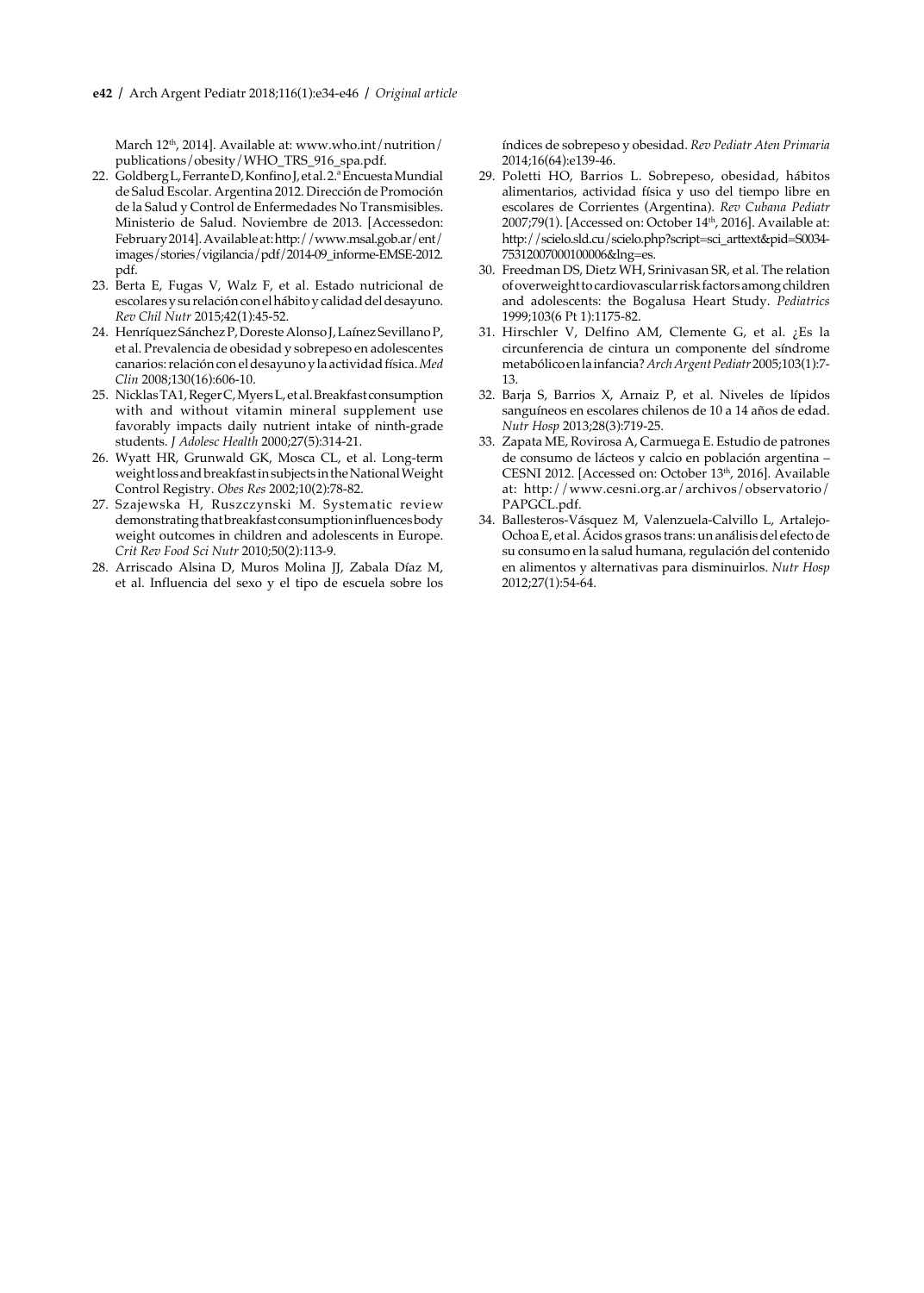March 12th, 2014]. Available at: www.who.int/nutrition/publications/obesity/WHO_TRS_916_spa.pdf.

22. Goldberg L, Ferrante D, Konfino J, et al. 2.a Encuesta Mundial de Salud Escolar. Argentina 2012. Dirección de Promoción de la Salud y Control de Enfermedades No Transmisibles. Ministerio de Salud. Noviembre de 2013. [Accessedon: February 2014]. Available at: http://www.msal.gob.ar/ent/images/stories/vigilancia/pdf/2014-09_informe-EMSE-2012.pdf.
23. Berta E, Fugas V, Walz F, et al. Estado nutricional de escolares y su relación con el hábito y calidad del desayuno. *Rev Chil Nutr* 2015;42(1):45-52.
24. Henríquez Sánchez P, Doreste Alonso J, Laínez Sevillano P, et al. Prevalencia de obesidad y sobrepeso en adolescentes canarios: relación con el desayuno y la actividad física. *Med Clin* 2008;130(16):606-10.
25. Nicklas TA1, Reger C, Myers L, et al. Breakfast consumption with and without vitamin mineral supplement use favorably impacts daily nutrient intake of ninth-grade students. *J Adolesc Health* 2000;27(5):314-21.
26. Wyatt HR, Grunwald GK, Mosca CL, et al. Long-term weight loss and breakfast in subjects in the National Weight Control Registry. *Obes Res* 2002;10(2):78-82.
27. Szajewska H, Ruszczynski M. Systematic review demonstrating that breakfast consumption influences body weight outcomes in children and adolescents in Europe. *Crit Rev Food Sci Nutr* 2010;50(2):113-9.
28. Arriscado Alsina D, Muros Molina JJ, Zabala Díaz M, et al. Influencia del sexo y el tipo de escuela sobre los índices de sobrepeso y obesidad. *Rev Pediatr Aten Primaria* 2014;16(64):e139-46.
29. Poletti HO, Barrios L. Sobrepeso, obesidad, hábitos alimentarios, actividad física y uso del tiempo libre en escolares de Corrientes (Argentina). *Rev Cubana Pediatr* 2007;79(1). [Accessed on: October 14th, 2016]. Available at: http://scielo.sld.cu/scielo.php?script=sci_arttext&pid=S0034-75312007000100006&lng=es.
30. Freedman DS, Dietz WH, Srinivasan SR, et al. The relation of overweight to cardiovascular risk factors among children and adolescents: the Bogalusa Heart Study. *Pediatrics* 1999;103(6 Pt 1):1175-82.
31. Hirschler V, Delfino AM, Clemente G, et al. ¿Es la circunferencia de cintura un componente del síndrome metabólico en la infancia? *Arch Argent Pediatr* 2005;103(1):7-13.
32. Barja S, Barrios X, Arnaiz P, et al. Niveles de lípidos sanguíneos en escolares chilenos de 10 a 14 años de edad. *Nutr Hosp* 2013;28(3):719-25.
33. Zapata ME, Rovirosa A, Carmuega E. Estudio de patrones de consumo de lácteos y calcio en población argentina – CESNI 2012. [Accessed on: October 13th, 2016]. Available at: http://www.cesni.org.ar/archivos/observatorio/PAPGCL.pdf.
34. Ballesteros-Vásquez M, Valenzuela-Calvillo L, Artalejo-Ochoa E, et al. Ácidos grasos trans: un análisis del efecto de su consumo en la salud humana, regulación del contenido en alimentos y alternativas para disminuirlos. *Nutr Hosp* 2012;27(1):54-64.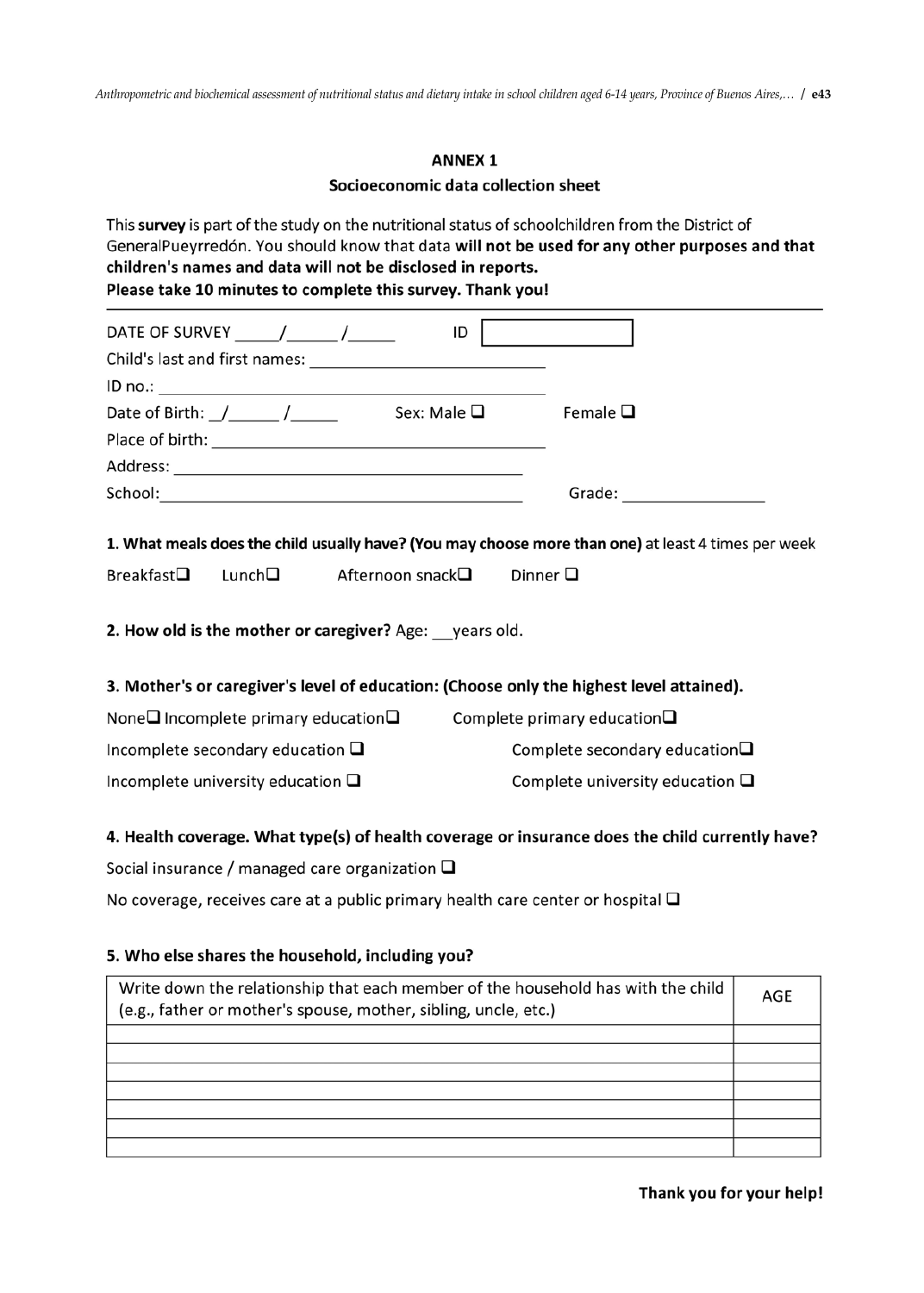## ANNEX 1

### Socioeconomic data collection sheet

This **survey** is part of the study on the nutritional status of schoolchildren from the District of GeneralPueyrredón. You should know that data **will not be used for any other purposes and that children's names and data will not be disclosed in reports.**

**Please take 10 minutes to complete this survey. Thank you!**

---

DATE OF SURVEY _____/______/______ ID [ ]

Child's last and first names: ___________________________

ID no.: ___________________________

Date of Birth: _/______/______ Sex: Male ❑ Female ❑

Place of birth: ___________________________

Address: ___________________________

School: ___________________________ Grade: ________________

**1. What meals does the child usually have? (You may choose more than one)** at least 4 times per week

Breakfast❑ Lunch❑ Afternoon snack❑ Dinner ❑

**2. How old is the mother or caregiver?** Age: __years old.

**3. Mother's or caregiver's level of education: (Choose only the highest level attained).**

None❑ Incomplete primary education❑ Complete primary education❑

Incomplete secondary education ❑ Complete secondary education❑

Incomplete university education ❑ Complete university education ❑

**4. Health coverage. What type(s) of health coverage or insurance does the child currently have?**

Social insurance / managed care organization ❑

No coverage, receives care at a public primary health care center or hospital ❑

**5. Who else shares the household, including you?**

| Write down the relationship that each member of the household has with the child (e.g., father or mother's spouse, mother, sibling, uncle, etc.) | AGE |
|---|---|
| | |
| | |
| | |
| | |
| | |
| | |
| | |

**Thank you for your help!**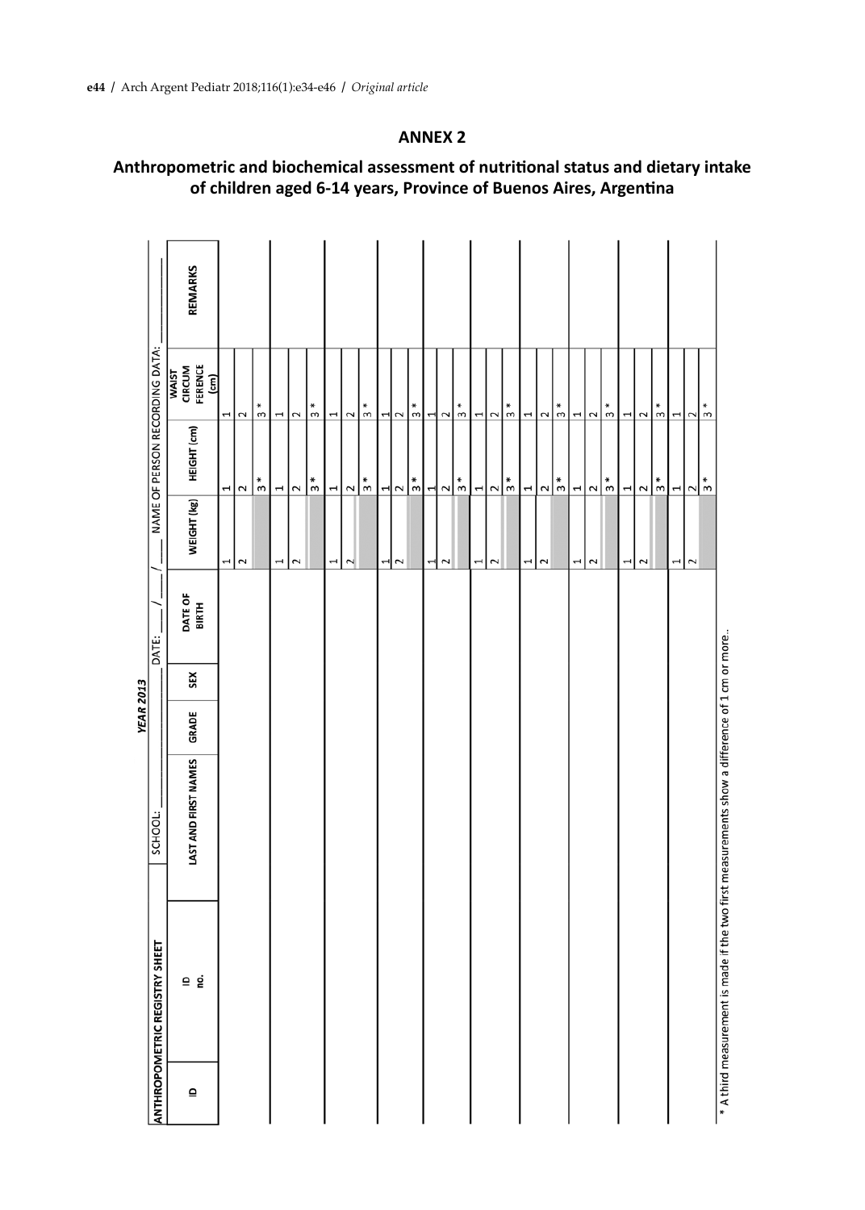## ANNEX 2

## Anthropometric and biochemical assessment of nutritional status and dietary intake of children aged 6-14 years, Province of Buenos Aires, Argentina

**ANTHROPOMETRIC REGISTRY SHEET** SCHOOL: ________ **YEAR 2013** DATE: ___ / ___ / ___ NAME OF PERSON RECORDING DATA: ________

| ID | ID no. | LAST AND FIRST NAMES | GRADE | SEX | DATE OF BIRTH | WEIGHT (kg) | HEIGHT (cm) | WAIST CIRCUMFERENCE (cm) | REMARKS |
|---|---|---|---|---|---|---|---|---|---|
| | | | | | | 1 | 1 | 1 | |
| | | | | | | 2 | 2 | 2 | |
| | | | | | | | 3 * | 3 * | |
| | | | | | | 1 | 1 | 1 | |
| | | | | | | 2 | 2 | 2 | |
| | | | | | | | 3 * | 3 * | |
| | | | | | | 1 | 1 | 1 | |
| | | | | | | 2 | 2 | 2 | |
| | | | | | | | 3 * | 3 * | |
| | | | | | | 1 | 1 | 1 | |
| | | | | | | 2 | 2 | 2 | |
| | | | | | | | 3 * | 3 * | |
| | | | | | | 1 | 1 | 1 | |
| | | | | | | 2 | 2 | 2 | |
| | | | | | | | 3 * | 3 * | |
| | | | | | | 1 | 1 | 1 | |
| | | | | | | 2 | 2 | 2 | |
| | | | | | | | 3 * | 3 * | |
| | | | | | | 1 | 1 | 1 | |
| | | | | | | 2 | 2 | 2 | |
| | | | | | | | 3 * | 3 * | |
| | | | | | | 1 | 1 | 1 | |
| | | | | | | 2 | 2 | 2 | |
| | | | | | | | 3 * | 3 * | |
| | | | | | | 1 | 1 | 1 | |
| | | | | | | 2 | 2 | 2 | |
| | | | | | | | 3 * | 3 * | |
| | | | | | | 1 | 1 | 1 | |
| | | | | | | 2 | 2 | 2 | |
| | | | | | | | 3 * | 3 * | |

* A third measurement is made if the two first measurements show a difference of 1 cm or more..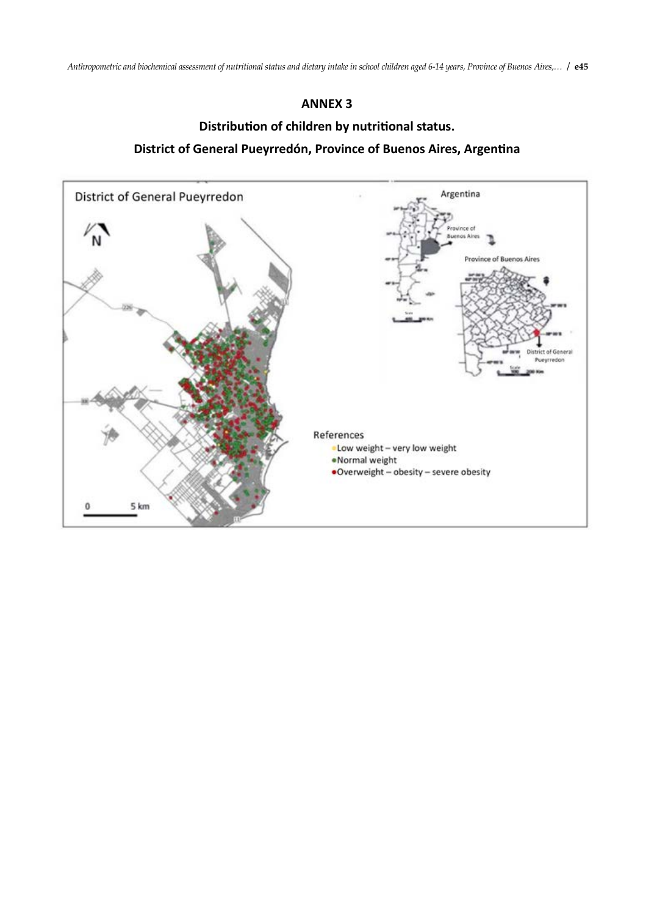## ANNEX 3

### Distribution of children by nutritional status.

### District of General Pueyrredón, Province of Buenos Aires, Argentina

District of General Pueyrredon

Argentina

Province of Buenos Aires

Province of Buenos Aires

District of General Pueyrredon

References

- Low weight – very low weight
- Normal weight
- Overweight – obesity – severe obesity

0 5 km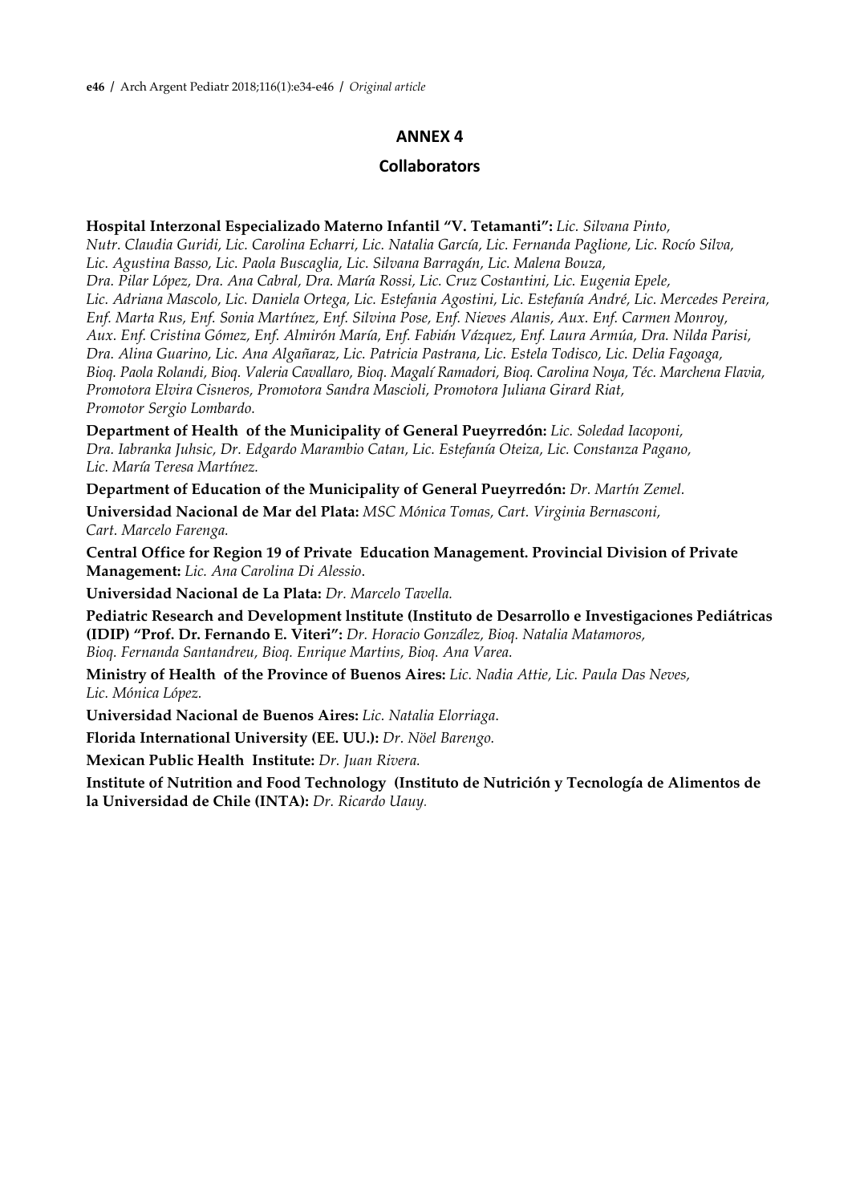## ANNEX 4

### Collaborators

**Hospital Interzonal Especializado Materno Infantil "V. Tetamanti":** *Lic. Silvana Pinto, Nutr. Claudia Guridi, Lic. Carolina Echarri, Lic. Natalia García, Lic. Fernanda Paglione, Lic. Rocío Silva, Lic. Agustina Basso, Lic. Paola Buscaglia, Lic. Silvana Barragán, Lic. Malena Bouza, Dra. Pilar López, Dra. Ana Cabral, Dra. María Rossi, Lic. Cruz Costantini, Lic. Eugenia Epele, Lic. Adriana Mascolo, Lic. Daniela Ortega, Lic. Estefania Agostini, Lic. Estefanía André, Lic. Mercedes Pereira, Enf. Marta Rus, Enf. Sonia Martínez, Enf. Silvina Pose, Enf. Nieves Alanis, Aux. Enf. Carmen Monroy, Aux. Enf. Cristina Gómez, Enf. Almirón María, Enf. Fabián Vázquez, Enf. Laura Armúa, Dra. Nilda Parisi, Dra. Alina Guarino, Lic. Ana Algañaraz, Lic. Patricia Pastrana, Lic. Estela Todisco, Lic. Delia Fagoaga, Bioq. Paola Rolandi, Bioq. Valeria Cavallaro, Bioq. Magalí Ramadori, Bioq. Carolina Noya, Téc. Marchena Flavia, Promotora Elvira Cisneros, Promotora Sandra Mascioli, Promotora Juliana Girard Riat, Promotor Sergio Lombardo.*

**Department of Health of the Municipality of General Pueyrredón:** *Lic. Soledad Iacoponi, Dra. Iabranka Juhsic, Dr. Edgardo Marambio Catan, Lic. Estefanía Oteiza, Lic. Constanza Pagano, Lic. María Teresa Martínez.*

**Department of Education of the Municipality of General Pueyrredón:** *Dr. Martín Zemel.*

**Universidad Nacional de Mar del Plata:** *MSC Mónica Tomas, Cart. Virginia Bernasconi, Cart. Marcelo Farenga.*

**Central Office for Region 19 of Private Education Management. Provincial Division of Private Management:** *Lic. Ana Carolina Di Alessio.*

**Universidad Nacional de La Plata:** *Dr. Marcelo Tavella.*

**Pediatric Research and Development Institute (Instituto de Desarrollo e Investigaciones Pediátricas (IDIP) "Prof. Dr. Fernando E. Viteri":** *Dr. Horacio González, Bioq. Natalia Matamoros, Bioq. Fernanda Santandreu, Bioq. Enrique Martins, Bioq. Ana Varea.*

**Ministry of Health of the Province of Buenos Aires:** *Lic. Nadia Attie, Lic. Paula Das Neves, Lic. Mónica López.*

**Universidad Nacional de Buenos Aires:** *Lic. Natalia Elorriaga.*

**Florida International University (EE. UU.):** *Dr. Nöel Barengo.*

**Mexican Public Health Institute:** *Dr. Juan Rivera.*

**Institute of Nutrition and Food Technology (Instituto de Nutrición y Tecnología de Alimentos de la Universidad de Chile (INTA):** *Dr. Ricardo Uauy.*